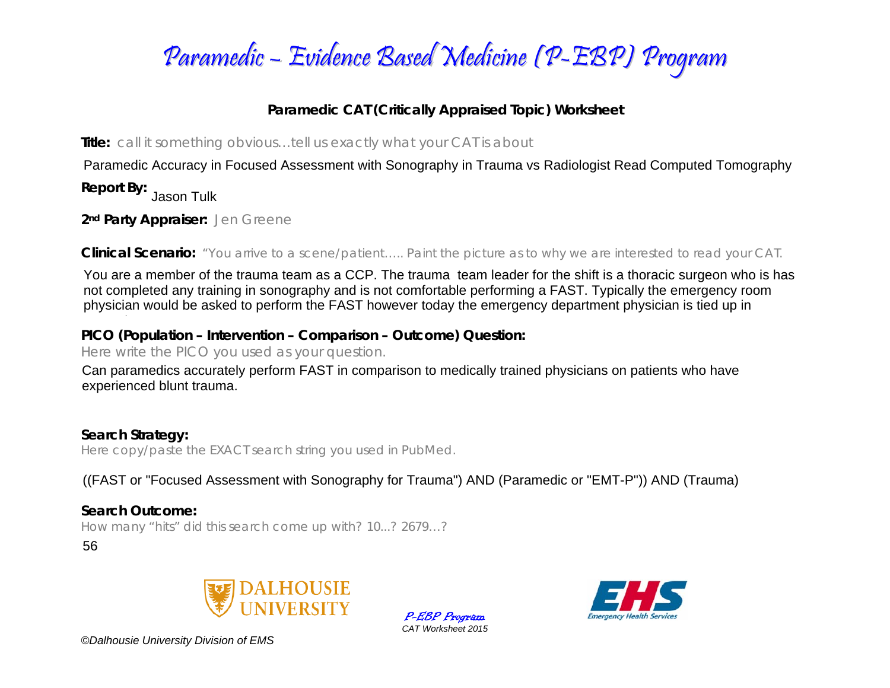# Paramedic – Evidence Based Medicine (P-EBP) Program

## Paramedic CAT (Critically Appraised Topic) Worksheet

**Title:** call it something obvious…tell us exactly what your CAT is about

Paramedic Accuracy in Focused Assessment with Sonography in Trauma vs Radiologist Read Computed Tomography

**Report By:** Jason Tulk

**2nd Party Appraiser:** Jen Greene

**Clinical Scenario:** "You arrive to a scene/patient….. Paint the picture as to why we are interested to read your CAT.

You are a member of the trauma team as a CCP. The trauma team leader for the shift is a thoracic surgeon who is has not completed any training in sonography and is not comfortable performing a FAST. Typically the emergency room physician would be asked to perform the FAST however today the emergency department physician is tied up in

**PICO (Population – Intervention – Comparison – Outcome) Question:**

Here write the PICO you used as your question.

Can paramedics accurately perform FAST in comparison to medically trained physicians on patients who have experienced blunt trauma.

**Search Strategy:**

Here copy/paste the EXACT search string you used in PubMed.

((FAST or "Focused Assessment with Sonography for Trauma") AND (Paramedic or "EMT-P")) AND (Trauma)

**Search Outcome:**

How many "hits" did this search come up with? 10...? 2679…?

56

P-EBP Program
*CAT Worksheet 2015*

*©Dalhousie University Division of EMS*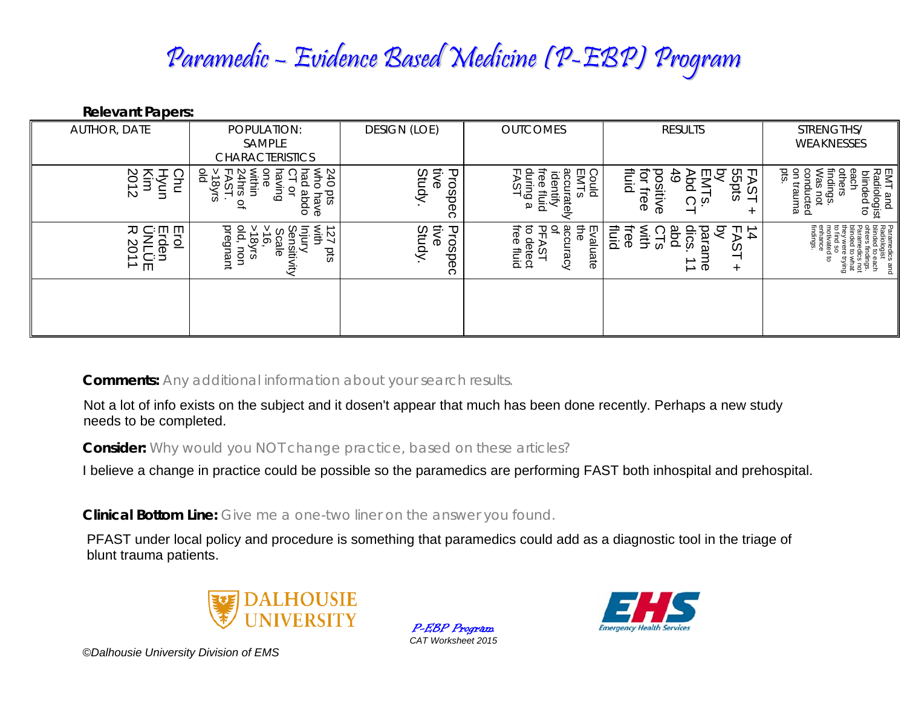# Paramedic – Evidence Based Medicine (P-EBP) Program

**Relevant Papers:**

| AUTHOR, DATE | POPULATION: SAMPLE CHARACTERISTICS | DESIGN (LOE) | OUTCOMES | RESULTS | STRENGTHS/ WEAKNESSES |
|---|---|---|---|---|---|
| Chu Hyun Kim 2012 | 240 pts who have had abdo CT or having one within 24hrs of FAST. >18yrs old | Prospective Study. | Could EMTs accurately identify free fluid during a FAST | FAST + 55pts by EMTs. Abd CT 49 positive for free fluid | EMT and Radiologist blinded to each others findings. Was not conducted on trauma pts. |
| Erol Erden ÜNLÜER 2011 | 127 pts with Injury Sensitivity Scale >16, >18yrs old, non pregnant | Prospective Study. | Evaluate the accuracy of PFAST to detect free fluid | 14 FAST + by paramedics. 11 abd CTs with free fluid | Paramedics and Radiologist blinded to each otters findings. Paramedics not blinded to what they were trying to find so motivated to enhance findings. |
| | | | | | |

**Comments:** Any additional information about your search results.

Not a lot of info exists on the subject and it dosen't appear that much has been done recently. Perhaps a new study needs to be completed.

**Consider:** Why would you NOT change practice, based on these articles?

I believe a change in practice could be possible so the paramedics are performing FAST both inhospital and prehospital.

**Clinical Bottom Line:** Give me a one-two liner on the answer you found.

PFAST under local policy and procedure is something that paramedics could add as a diagnostic tool in the triage of blunt trauma patients.

DALHOUSIE UNIVERSITY

*P-EBP Program*
*CAT Worksheet 2015*

EHS Emergency Health Services

*©Dalhousie University Division of EMS*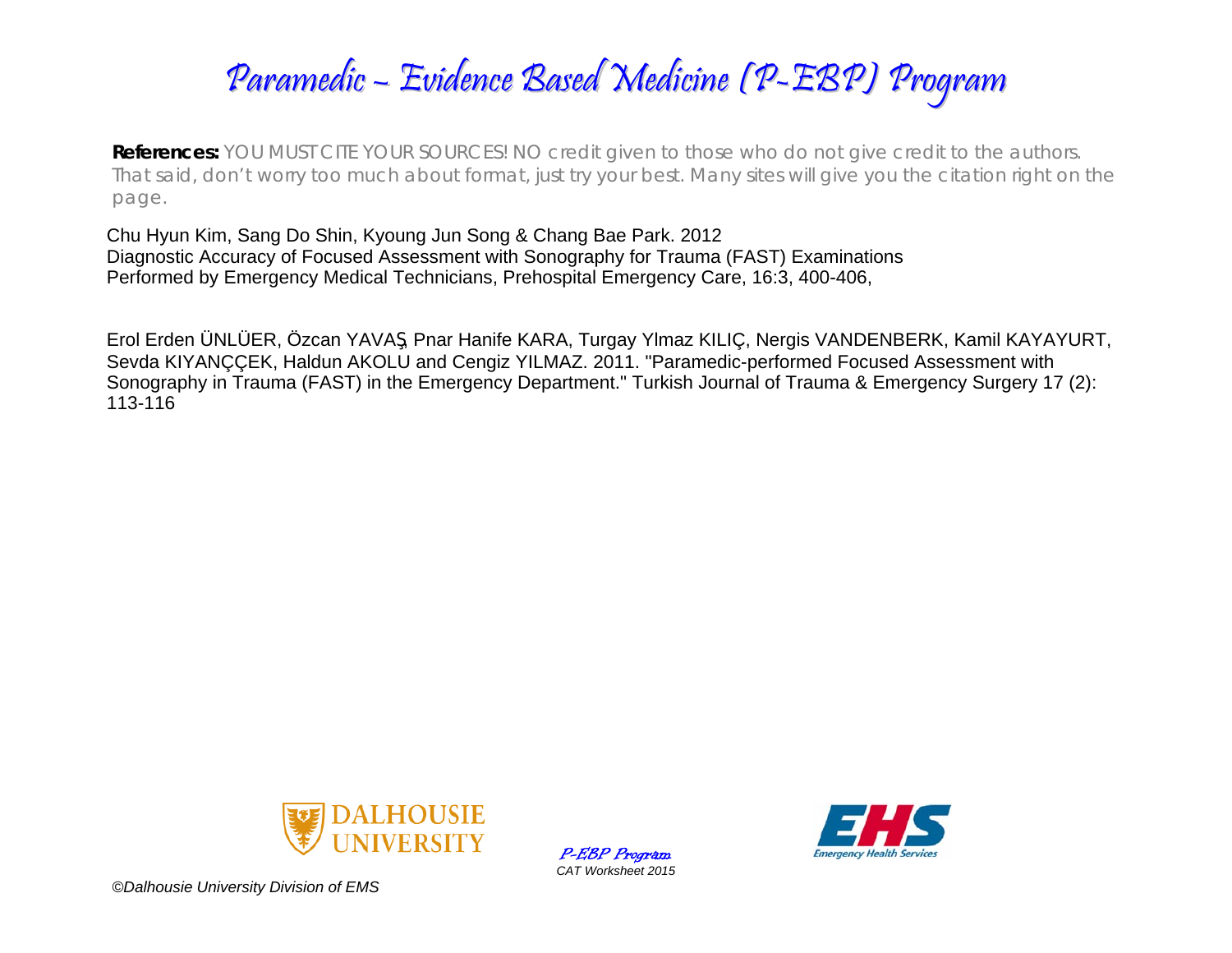# Paramedic – Evidence Based Medicine (P-EBP) Program

**References:** YOU MUST CITE YOUR SOURCES! NO credit given to those who do not give credit to the authors. That said, don't worry too much about format, just try your best. Many sites will give you the citation right on the page.

Chu Hyun Kim, Sang Do Shin, Kyoung Jun Song & Chang Bae Park. 2012
Diagnostic Accuracy of Focused Assessment with Sonography for Trauma (FAST) Examinations Performed by Emergency Medical Technicians, Prehospital Emergency Care, 16:3, 400-406,

Erol Erden ÜNLÜER, Özcan YAVAŞ, Pnar Hanife KARA, Turgay Ylmaz KILIÇ, Nergis VANDENBERK, Kamil KAYAYURT, Sevda KIYANÇÇEK, Haldun AKOLU and Cengiz YILMAZ. 2011. "Paramedic-performed Focused Assessment with Sonography in Trauma (FAST) in the Emergency Department." Turkish Journal of Trauma & Emergency Surgery 17 (2): 113-116